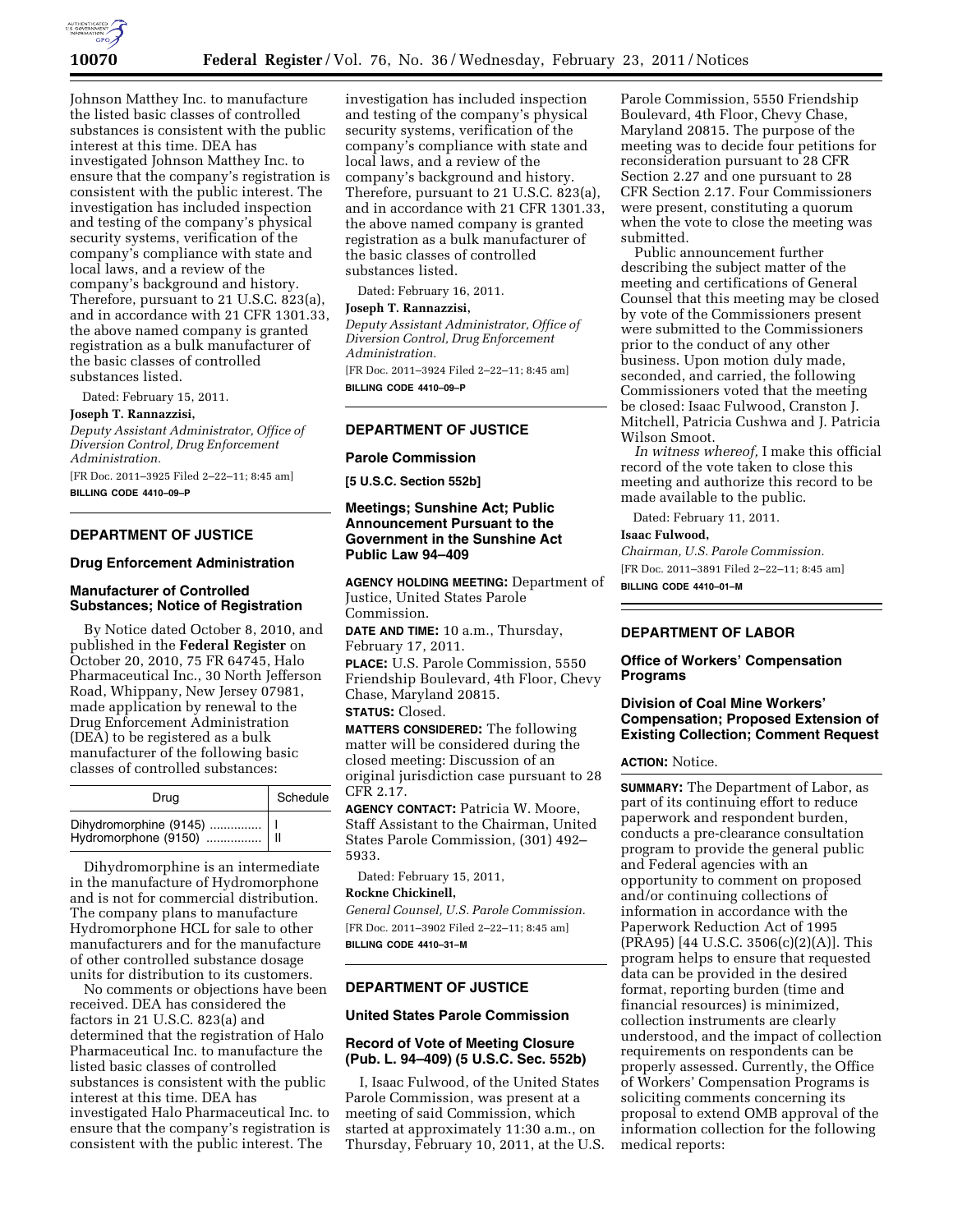Johnson Matthey Inc. to manufacture the listed basic classes of controlled substances is consistent with the public interest at this time. DEA has investigated Johnson Matthey Inc. to ensure that the company's registration is consistent with the public interest. The investigation has included inspection and testing of the company's physical security systems, verification of the company's compliance with state and local laws, and a review of the company's background and history. Therefore, pursuant to 21 U.S.C. 823(a), and in accordance with 21 CFR 1301.33, the above named company is granted registration as a bulk manufacturer of the basic classes of controlled substances listed.

Dated: February 15, 2011.

**Joseph T. Rannazzisi,**

*Deputy Assistant Administrator, Office of Diversion Control, Drug Enforcement Administration.*

[FR Doc. 2011–3925 Filed 2–22–11; 8:45 am]

**BILLING CODE 4410–09–P**

---

## DEPARTMENT OF JUSTICE

### Drug Enforcement Administration

### Manufacturer of Controlled Substances; Notice of Registration

By Notice dated October 8, 2010, and published in the **Federal Register** on October 20, 2010, 75 FR 64745, Halo Pharmaceutical Inc., 30 North Jefferson Road, Whippany, New Jersey 07981, made application by renewal to the Drug Enforcement Administration (DEA) to be registered as a bulk manufacturer of the following basic classes of controlled substances:

| Drug | Schedule |
|---|---|
| Dihydromorphine (9145) ............... | I |
| Hydromorphone (9150) ................ | II |

Dihydromorphine is an intermediate in the manufacture of Hydromorphone and is not for commercial distribution. The company plans to manufacture Hydromorphone HCL for sale to other manufacturers and for the manufacture of other controlled substance dosage units for distribution to its customers.

No comments or objections have been received. DEA has considered the factors in 21 U.S.C. 823(a) and determined that the registration of Halo Pharmaceutical Inc. to manufacture the listed basic classes of controlled substances is consistent with the public interest at this time. DEA has investigated Halo Pharmaceutical Inc. to ensure that the company's registration is consistent with the public interest. The investigation has included inspection and testing of the company's physical security systems, verification of the company's compliance with state and local laws, and a review of the company's background and history. Therefore, pursuant to 21 U.S.C. 823(a), and in accordance with 21 CFR 1301.33, the above named company is granted registration as a bulk manufacturer of the basic classes of controlled substances listed.

Dated: February 16, 2011.

**Joseph T. Rannazzisi,**

*Deputy Assistant Administrator, Office of Diversion Control, Drug Enforcement Administration.*

[FR Doc. 2011–3924 Filed 2–22–11; 8:45 am]

**BILLING CODE 4410–09–P**

---

## DEPARTMENT OF JUSTICE

### Parole Commission

**[5 U.S.C. Section 552b]**

### Meetings; Sunshine Act; Public Announcement Pursuant to the Government in the Sunshine Act Public Law 94–409

**AGENCY HOLDING MEETING:** Department of Justice, United States Parole Commission.

**DATE AND TIME:** 10 a.m., Thursday, February 17, 2011.

**PLACE:** U.S. Parole Commission, 5550 Friendship Boulevard, 4th Floor, Chevy Chase, Maryland 20815.

**STATUS:** Closed.

**MATTERS CONSIDERED:** The following matter will be considered during the closed meeting: Discussion of an original jurisdiction case pursuant to 28 CFR 2.17.

**AGENCY CONTACT:** Patricia W. Moore, Staff Assistant to the Chairman, United States Parole Commission, (301) 492–5933.

Dated: February 15, 2011,

**Rockne Chickinell,**

*General Counsel, U.S. Parole Commission.*

[FR Doc. 2011–3902 Filed 2–22–11; 8:45 am]

**BILLING CODE 4410–31–M**

---

## DEPARTMENT OF JUSTICE

### United States Parole Commission

### Record of Vote of Meeting Closure (Pub. L. 94–409) (5 U.S.C. Sec. 552b)

I, Isaac Fulwood, of the United States Parole Commission, was present at a meeting of said Commission, which started at approximately 11:30 a.m., on Thursday, February 10, 2011, at the U.S. Parole Commission, 5550 Friendship Boulevard, 4th Floor, Chevy Chase, Maryland 20815. The purpose of the meeting was to decide four petitions for reconsideration pursuant to 28 CFR Section 2.27 and one pursuant to 28 CFR Section 2.17. Four Commissioners were present, constituting a quorum when the vote to close the meeting was submitted.

Public announcement further describing the subject matter of the meeting and certifications of General Counsel that this meeting may be closed by vote of the Commissioners present were submitted to the Commissioners prior to the conduct of any other business. Upon motion duly made, seconded, and carried, the following Commissioners voted that the meeting be closed: Isaac Fulwood, Cranston J. Mitchell, Patricia Cushwa and J. Patricia Wilson Smoot.

*In witness whereof,* I make this official record of the vote taken to close this meeting and authorize this record to be made available to the public.

Dated: February 11, 2011.

**Isaac Fulwood,**

*Chairman, U.S. Parole Commission.*

[FR Doc. 2011–3891 Filed 2–22–11; 8:45 am]

**BILLING CODE 4410–01–M**

---

## DEPARTMENT OF LABOR

### Office of Workers' Compensation Programs

### Division of Coal Mine Workers' Compensation; Proposed Extension of Existing Collection; Comment Request

**ACTION:** Notice.

**SUMMARY:** The Department of Labor, as part of its continuing effort to reduce paperwork and respondent burden, conducts a pre-clearance consultation program to provide the general public and Federal agencies with an opportunity to comment on proposed and/or continuing collections of information in accordance with the Paperwork Reduction Act of 1995 (PRA95) [44 U.S.C. 3506(c)(2)(A)]. This program helps to ensure that requested data can be provided in the desired format, reporting burden (time and financial resources) is minimized, collection instruments are clearly understood, and the impact of collection requirements on respondents can be properly assessed. Currently, the Office of Workers' Compensation Programs is soliciting comments concerning its proposal to extend OMB approval of the information collection for the following medical reports: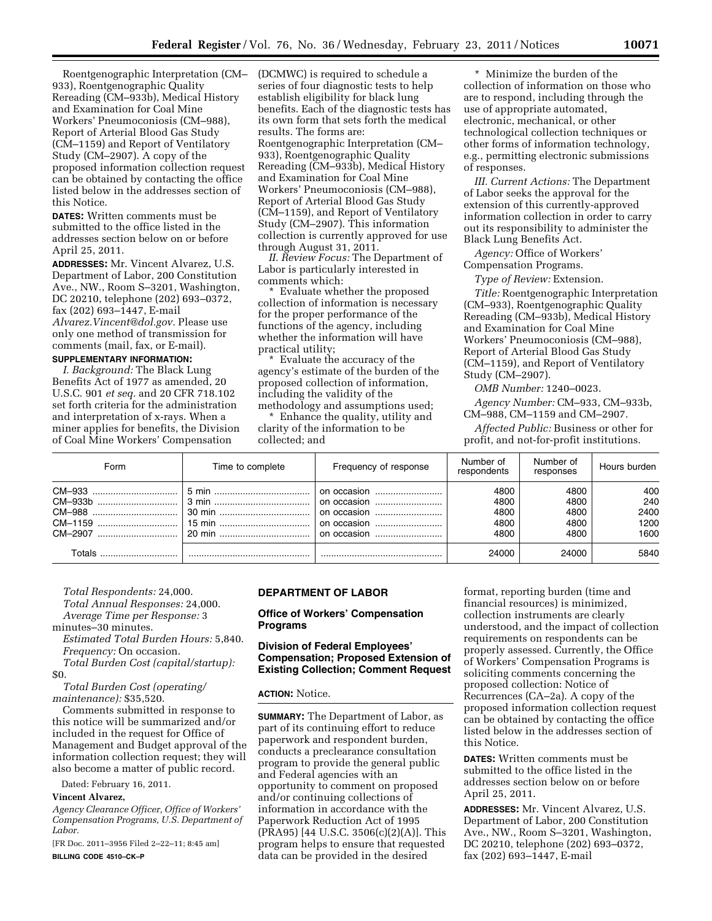Roentgenographic Interpretation (CM–933), Roentgenographic Quality Rereading (CM–933b), Medical History and Examination for Coal Mine Workers' Pneumoconiosis (CM–988), Report of Arterial Blood Gas Study (CM–1159) and Report of Ventilatory Study (CM–2907). A copy of the proposed information collection request can be obtained by contacting the office listed below in the addresses section of this Notice.

**DATES:** Written comments must be submitted to the office listed in the addresses section below on or before April 25, 2011.

**ADDRESSES:** Mr. Vincent Alvarez, U.S. Department of Labor, 200 Constitution Ave., NW., Room S–3201, Washington, DC 20210, telephone (202) 693–0372, fax (202) 693–1447, E-mail *Alvarez.Vincent@dol.gov.* Please use only one method of transmission for comments (mail, fax, or E-mail).

**SUPPLEMENTARY INFORMATION:**

*I. Background:* The Black Lung Benefits Act of 1977 as amended, 20 U.S.C. 901 *et seq.* and 20 CFR 718.102 set forth criteria for the administration and interpretation of x-rays. When a miner applies for benefits, the Division of Coal Mine Workers' Compensation (DCMWC) is required to schedule a series of four diagnostic tests to help establish eligibility for black lung benefits. Each of the diagnostic tests has its own form that sets forth the medical results. The forms are: Roentgenographic Interpretation (CM–933), Roentgenographic Quality Rereading (CM–933b), Medical History and Examination for Coal Mine Workers' Pneumoconiosis (CM–988), Report of Arterial Blood Gas Study (CM–1159), and Report of Ventilatory Study (CM–2907). This information collection is currently approved for use through August 31, 2011.

*II. Review Focus:* The Department of Labor is particularly interested in comments which:

* Evaluate whether the proposed collection of information is necessary for the proper performance of the functions of the agency, including whether the information will have practical utility;

* Evaluate the accuracy of the agency's estimate of the burden of the proposed collection of information, including the validity of the methodology and assumptions used;

* Enhance the quality, utility and clarity of the information to be collected; and

* Minimize the burden of the collection of information on those who are to respond, including through the use of appropriate automated, electronic, mechanical, or other technological collection techniques or other forms of information technology, e.g., permitting electronic submissions of responses.

*III. Current Actions:* The Department of Labor seeks the approval for the extension of this currently-approved information collection in order to carry out its responsibility to administer the Black Lung Benefits Act.

*Agency:* Office of Workers' Compensation Programs.

*Type of Review:* Extension.

*Title:* Roentgenographic Interpretation (CM–933), Roentgenographic Quality Rereading (CM–933b), Medical History and Examination for Coal Mine Workers' Pneumoconiosis (CM–988), Report of Arterial Blood Gas Study (CM–1159), and Report of Ventilatory Study (CM–2907).

*OMB Number:* 1240–0023.

*Agency Number:* CM–933, CM–933b, CM–988, CM–1159 and CM–2907.

*Affected Public:* Business or other for profit, and not-for-profit institutions.

| Form | Time to complete | Frequency of response | Number of respondents | Number of responses | Hours burden |
|---|---|---|---|---|---|
| CM–933 | 5 min | on occasion | 4800 | 4800 | 400 |
| CM–933b | 3 min | on occasion | 4800 | 4800 | 240 |
| CM–988 | 30 min | on occasion | 4800 | 4800 | 2400 |
| CM–1159 | 15 min | on occasion | 4800 | 4800 | 1200 |
| CM–2907 | 20 min | on occasion | 4800 | 4800 | 1600 |
| Totals | | | 24000 | 24000 | 5840 |

*Total Respondents:* 24,000.

*Total Annual Responses:* 24,000.

*Average Time per Response:* 3 minutes–30 minutes.

*Estimated Total Burden Hours:* 5,840.

*Frequency:* On occasion.

*Total Burden Cost (capital/startup):* $0.

*Total Burden Cost (operating/maintenance):* $35,520.

Comments submitted in response to this notice will be summarized and/or included in the request for Office of Management and Budget approval of the information collection request; they will also become a matter of public record.

Dated: February 16, 2011.

**Vincent Alvarez,**

*Agency Clearance Officer, Office of Workers' Compensation Programs, U.S. Department of Labor.*

[FR Doc. 2011–3956 Filed 2–22–11; 8:45 am]

**BILLING CODE 4510–CK–P**

## DEPARTMENT OF LABOR

### Office of Workers' Compensation Programs

### Division of Federal Employees' Compensation; Proposed Extension of Existing Collection; Comment Request

**ACTION:** Notice.

**SUMMARY:** The Department of Labor, as part of its continuing effort to reduce paperwork and respondent burden, conducts a preclearance consultation program to provide the general public and Federal agencies with an opportunity to comment on proposed and/or continuing collections of information in accordance with the Paperwork Reduction Act of 1995 (PRA95) [44 U.S.C. 3506(c)(2)(A)]. This program helps to ensure that requested data can be provided in the desired format, reporting burden (time and financial resources) is minimized, collection instruments are clearly understood, and the impact of collection requirements on respondents can be properly assessed. Currently, the Office of Workers' Compensation Programs is soliciting comments concerning the proposed collection: Notice of Recurrences (CA–2a). A copy of the proposed information collection request can be obtained by contacting the office listed below in the addresses section of this Notice.

**DATES:** Written comments must be submitted to the office listed in the addresses section below on or before April 25, 2011.

**ADDRESSES:** Mr. Vincent Alvarez, U.S. Department of Labor, 200 Constitution Ave., NW., Room S–3201, Washington, DC 20210, telephone (202) 693–0372, fax (202) 693–1447, E-mail